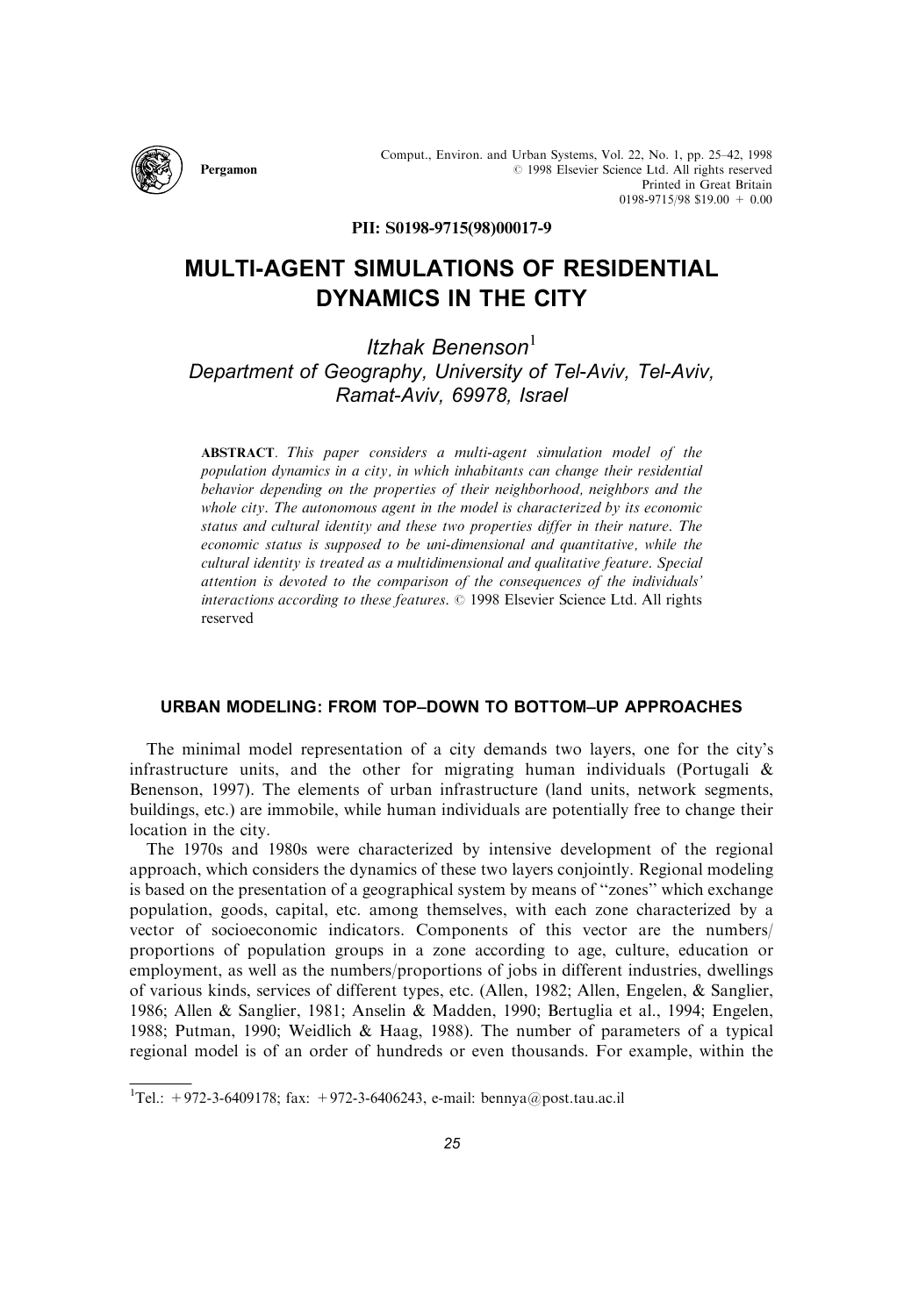PII: S0198-9715(98)00017-9

# MULTI-AGENT SIMULATIONS OF RESIDENTIAL DYNAMICS IN THE CITY

*Itzhak Benenson*[1]

*Department of Geography, University of Tel-Aviv, Tel-Aviv, Ramat-Aviv, 69978, Israel*

ABSTRACT. *This paper considers a multi-agent simulation model of the population dynamics in a city, in which inhabitants can change their residential behavior depending on the properties of their neighborhood, neighbors and the whole city. The autonomous agent in the model is characterized by its economic status and cultural identity and these two properties differ in their nature. The economic status is supposed to be uni-dimensional and quantitative, while the cultural identity is treated as a multidimensional and qualitative feature. Special attention is devoted to the comparison of the consequences of the individuals' interactions according to these features.* © 1998 Elsevier Science Ltd. All rights reserved

## URBAN MODELING: FROM TOP–DOWN TO BOTTOM–UP APPROACHES

The minimal model representation of a city demands two layers, one for the city's infrastructure units, and the other for migrating human individuals (Portugali & Benenson, 1997). The elements of urban infrastructure (land units, network segments, buildings, etc.) are immobile, while human individuals are potentially free to change their location in the city.

The 1970s and 1980s were characterized by intensive development of the regional approach, which considers the dynamics of these two layers conjointly. Regional modeling is based on the presentation of a geographical system by means of "zones" which exchange population, goods, capital, etc. among themselves, with each zone characterized by a vector of socioeconomic indicators. Components of this vector are the numbers/proportions of population groups in a zone according to age, culture, education or employment, as well as the numbers/proportions of jobs in different industries, dwellings of various kinds, services of different types, etc. (Allen, 1982; Allen, Engelen, & Sanglier, 1986; Allen & Sanglier, 1981; Anselin & Madden, 1990; Bertuglia et al., 1994; Engelen, 1988; Putman, 1990; Weidlich & Haag, 1988). The number of parameters of a typical regional model is of an order of hundreds or even thousands. For example, within the

[1]Tel.: +972-3-6409178; fax: +972-3-6406243, e-mail: bennya@post.tau.ac.il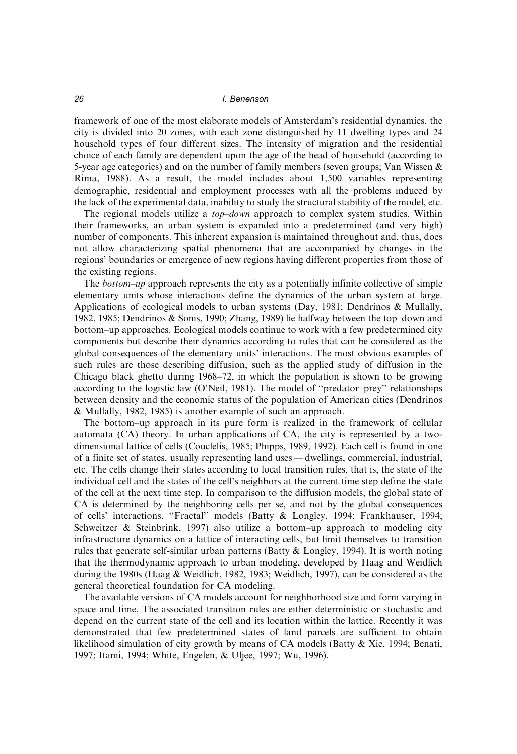framework of one of the most elaborate models of Amsterdam's residential dynamics, the city is divided into 20 zones, with each zone distinguished by 11 dwelling types and 24 household types of four different sizes. The intensity of migration and the residential choice of each family are dependent upon the age of the head of household (according to 5-year age categories) and on the number of family members (seven groups; Van Wissen & Rima, 1988). As a result, the model includes about 1,500 variables representing demographic, residential and employment processes with all the problems induced by the lack of the experimental data, inability to study the structural stability of the model, etc.

The regional models utilize a *top–down* approach to complex system studies. Within their frameworks, an urban system is expanded into a predetermined (and very high) number of components. This inherent expansion is maintained throughout and, thus, does not allow characterizing spatial phenomena that are accompanied by changes in the regions' boundaries or emergence of new regions having different properties from those of the existing regions.

The *bottom–up* approach represents the city as a potentially infinite collective of simple elementary units whose interactions define the dynamics of the urban system at large. Applications of ecological models to urban systems (Day, 1981; Dendrinos & Mullally, 1982, 1985; Dendrinos & Sonis, 1990; Zhang, 1989) lie halfway between the top–down and bottom–up approaches. Ecological models continue to work with a few predetermined city components but describe their dynamics according to rules that can be considered as the global consequences of the elementary units' interactions. The most obvious examples of such rules are those describing diffusion, such as the applied study of diffusion in the Chicago black ghetto during 1968–72, in which the population is shown to be growing according to the logistic law (O'Neil, 1981). The model of "predator–prey" relationships between density and the economic status of the population of American cities (Dendrinos & Mullally, 1982, 1985) is another example of such an approach.

The bottom–up approach in its pure form is realized in the framework of cellular automata (CA) theory. In urban applications of CA, the city is represented by a two-dimensional lattice of cells (Couclelis, 1985; Phipps, 1989, 1992). Each cell is found in one of a finite set of states, usually representing land uses — dwellings, commercial, industrial, etc. The cells change their states according to local transition rules, that is, the state of the individual cell and the states of the cell's neighbors at the current time step define the state of the cell at the next time step. In comparison to the diffusion models, the global state of CA is determined by the neighboring cells per se, and not by the global consequences of cells' interactions. "Fractal" models (Batty & Longley, 1994; Frankhauser, 1994; Schweitzer & Steinbrink, 1997) also utilize a bottom–up approach to modeling city infrastructure dynamics on a lattice of interacting cells, but limit themselves to transition rules that generate self-similar urban patterns (Batty & Longley, 1994). It is worth noting that the thermodynamic approach to urban modeling, developed by Haag and Weidlich during the 1980s (Haag & Weidlich, 1982, 1983; Weidlich, 1997), can be considered as the general theoretical foundation for CA modeling.

The available versions of CA models account for neighborhood size and form varying in space and time. The associated transition rules are either deterministic or stochastic and depend on the current state of the cell and its location within the lattice. Recently it was demonstrated that few predetermined states of land parcels are sufficient to obtain likelihood simulation of city growth by means of CA models (Batty & Xie, 1994; Benati, 1997; Itami, 1994; White, Engelen, & Uljee, 1997; Wu, 1996).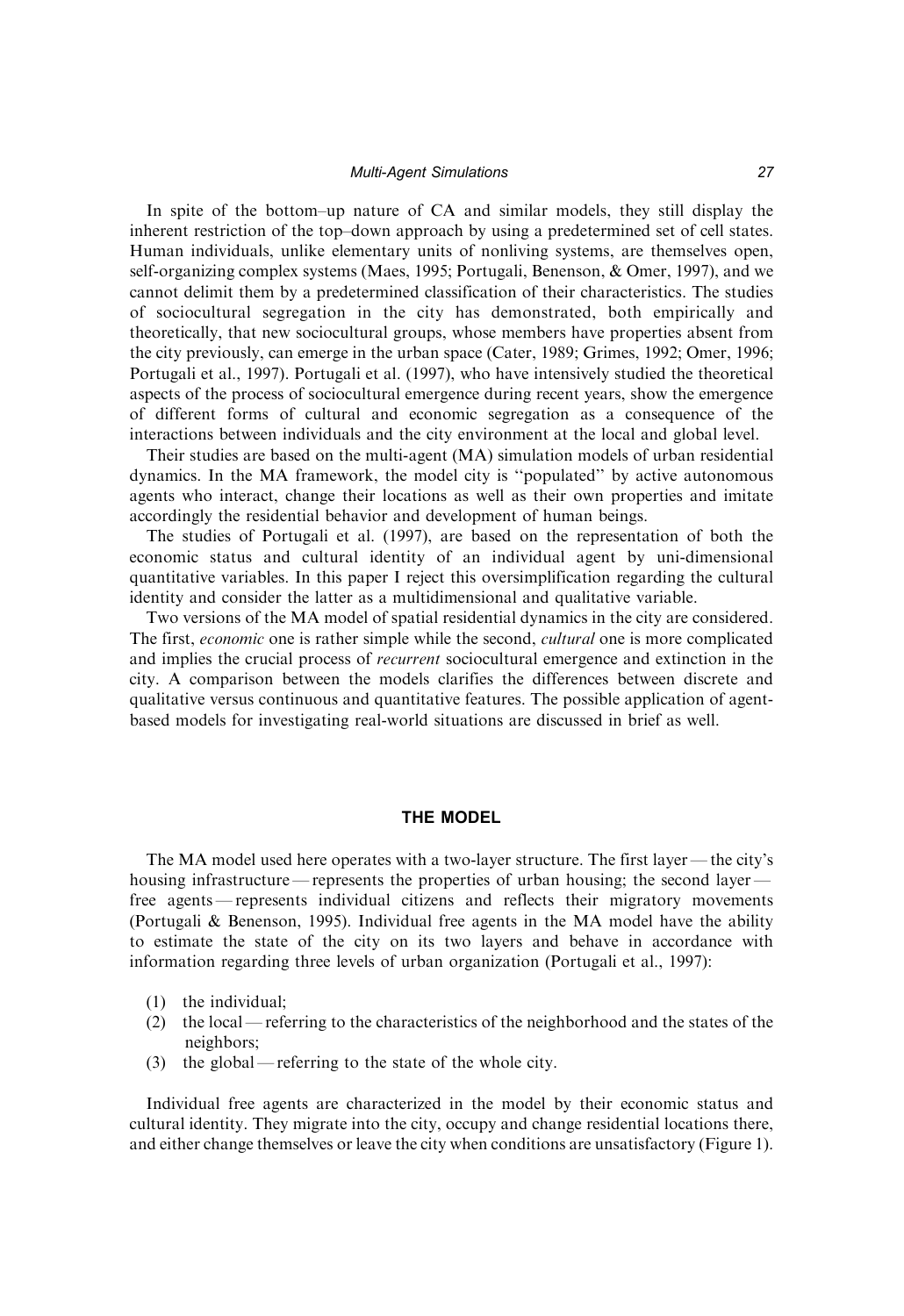In spite of the bottom–up nature of CA and similar models, they still display the inherent restriction of the top–down approach by using a predetermined set of cell states. Human individuals, unlike elementary units of nonliving systems, are themselves open, self-organizing complex systems (Maes, 1995; Portugali, Benenson, & Omer, 1997), and we cannot delimit them by a predetermined classification of their characteristics. The studies of sociocultural segregation in the city has demonstrated, both empirically and theoretically, that new sociocultural groups, whose members have properties absent from the city previously, can emerge in the urban space (Cater, 1989; Grimes, 1992; Omer, 1996; Portugali et al., 1997). Portugali et al. (1997), who have intensively studied the theoretical aspects of the process of sociocultural emergence during recent years, show the emergence of different forms of cultural and economic segregation as a consequence of the interactions between individuals and the city environment at the local and global level.

Their studies are based on the multi-agent (MA) simulation models of urban residential dynamics. In the MA framework, the model city is ''populated'' by active autonomous agents who interact, change their locations as well as their own properties and imitate accordingly the residential behavior and development of human beings.

The studies of Portugali et al. (1997), are based on the representation of both the economic status and cultural identity of an individual agent by uni-dimensional quantitative variables. In this paper I reject this oversimplification regarding the cultural identity and consider the latter as a multidimensional and qualitative variable.

Two versions of the MA model of spatial residential dynamics in the city are considered. The first, *economic* one is rather simple while the second, *cultural* one is more complicated and implies the crucial process of *recurrent* sociocultural emergence and extinction in the city. A comparison between the models clarifies the differences between discrete and qualitative versus continuous and quantitative features. The possible application of agent-based models for investigating real-world situations are discussed in brief as well.

## THE MODEL

The MA model used here operates with a two-layer structure. The first layer — the city's housing infrastructure — represents the properties of urban housing; the second layer — free agents — represents individual citizens and reflects their migratory movements (Portugali & Benenson, 1995). Individual free agents in the MA model have the ability to estimate the state of the city on its two layers and behave in accordance with information regarding three levels of urban organization (Portugali et al., 1997):

(1) the individual;
(2) the local — referring to the characteristics of the neighborhood and the states of the neighbors;
(3) the global — referring to the state of the whole city.

Individual free agents are characterized in the model by their economic status and cultural identity. They migrate into the city, occupy and change residential locations there, and either change themselves or leave the city when conditions are unsatisfactory (Figure 1).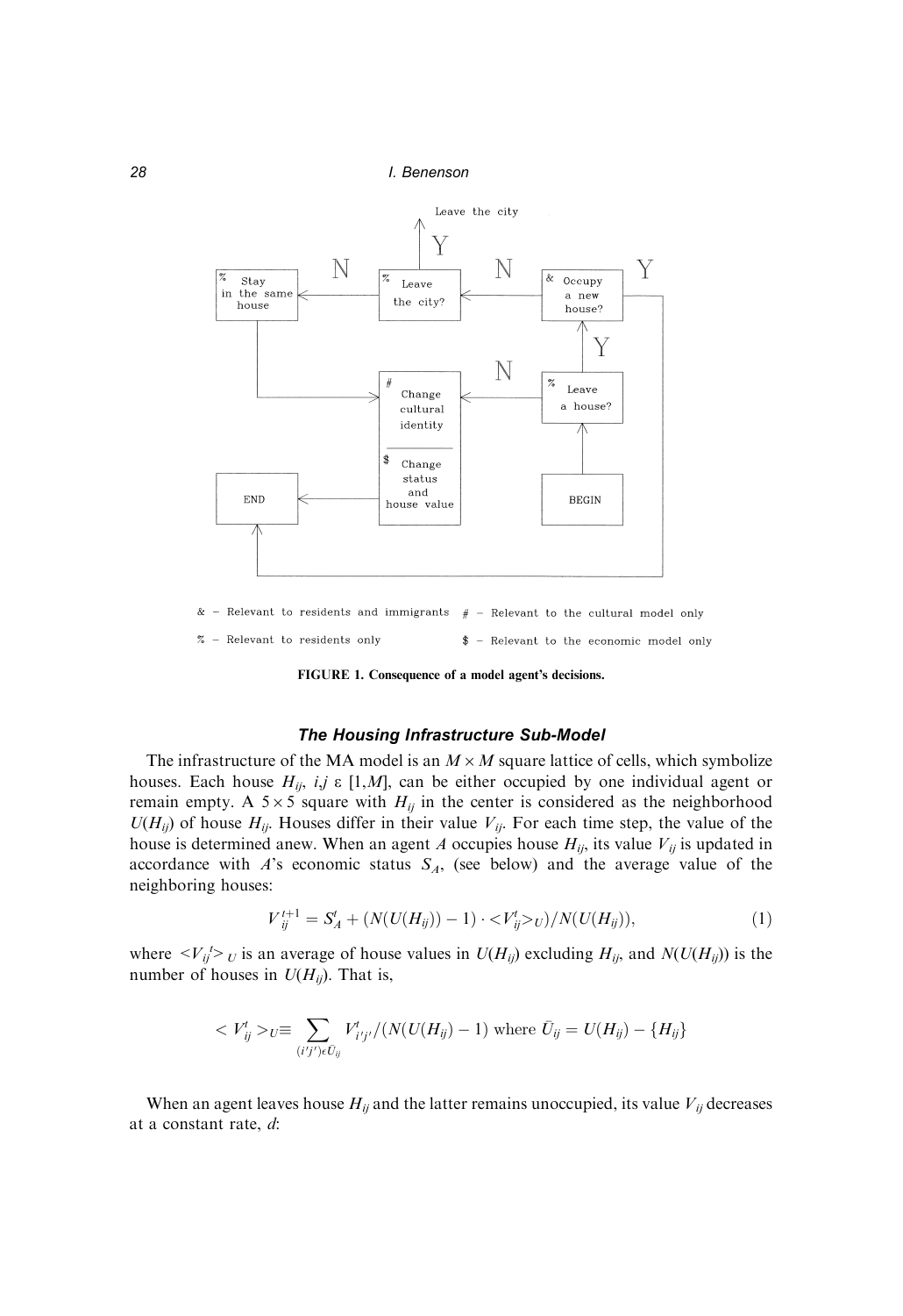& – Relevant to residents and immigrants   # – Relevant to the cultural model only

% – Relevant to residents only   $ – Relevant to the economic model only

**FIGURE 1. Consequence of a model agent's decisions.**

### *The Housing Infrastructure Sub-Model*

The infrastructure of the MA model is an $M \times M$ square lattice of cells, which symbolize houses. Each house $H_{ij}$, $i,j \in [1,M]$, can be either occupied by one individual agent or remain empty. A $5 \times 5$ square with $H_{ij}$ in the center is considered as the neighborhood $U(H_{ij})$ of house $H_{ij}$. Houses differ in their value $V_{ij}$. For each time step, the value of the house is determined anew. When an agent $A$ occupies house $H_{ij}$, its value $V_{ij}$ is updated in accordance with $A$'s economic status $S_A$, (see below) and the average value of the neighboring houses:

$$V_{ij}^{t+1} = S_A^t + (N(U(H_{ij})) - 1) \cdot <V_{ij}^t>_U)/N(U(H_{ij})), \tag{1}$$

where $<V_{ij}^t>_U$ is an average of house values in $U(H_{ij})$ excluding $H_{ij}$, and $N(U(H_{ij}))$ is the number of houses in $U(H_{ij})$. That is,

$$< V_{ij}^t >_U \equiv \sum_{(i'j')\epsilon \bar{U}_{ij}} V_{i'j'}^t/(N(U(H_{ij}) - 1) \text{ where } \bar{U}_{ij} = U(H_{ij}) - \{H_{ij}\}$$

When an agent leaves house $H_{ij}$ and the latter remains unoccupied, its value $V_{ij}$ decreases at a constant rate, $d$: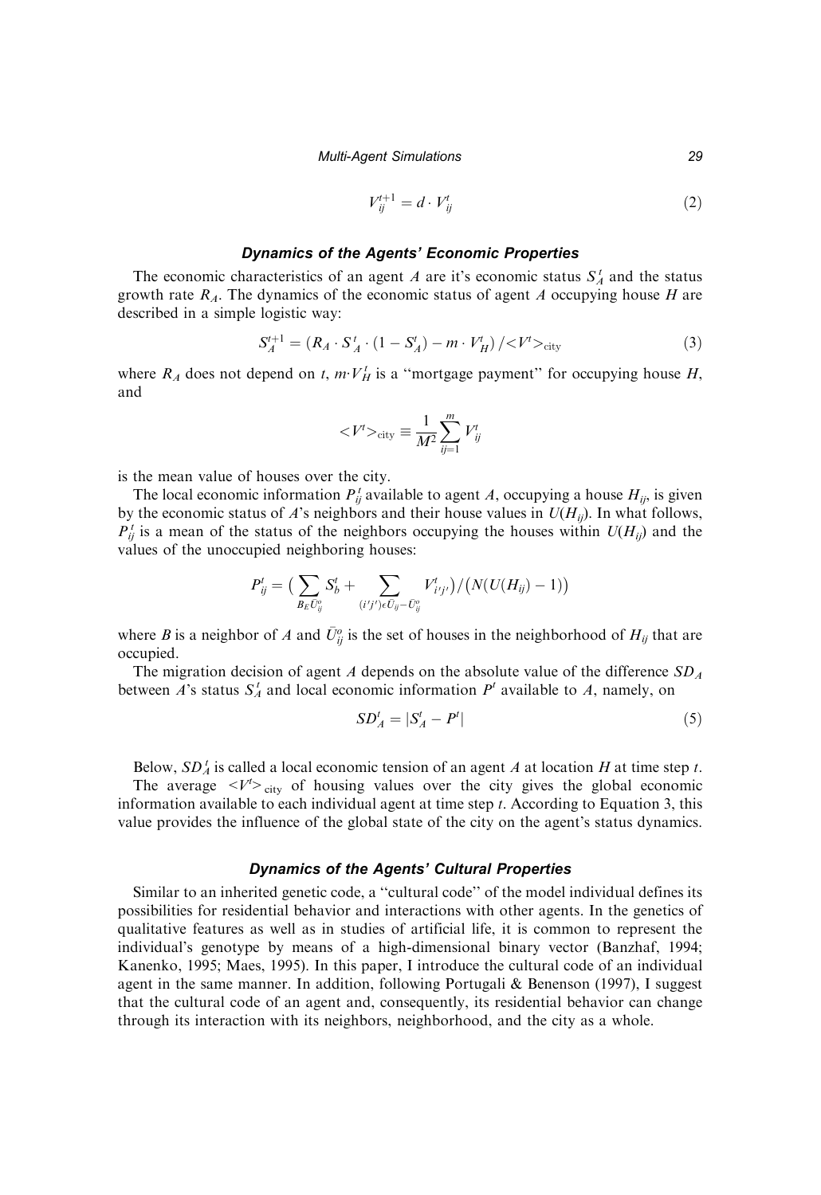$$V_{ij}^{t+1} = d \cdot V_{ij}^{t} \tag{2}$$

### Dynamics of the Agents' Economic Properties

The economic characteristics of an agent $A$ are it's economic status $S_A^t$ and the status growth rate $R_A$. The dynamics of the economic status of agent $A$ occupying house $H$ are described in a simple logistic way:

$$S_A^{t+1} = \left(R_A \cdot S_A^t \cdot (1 - S_A^t) - m \cdot V_H^t\right) / {<}V^t{>}_{\text{city}} \tag{3}$$

where $R_A$ does not depend on $t$, $m \cdot V_H^t$ is a "mortgage payment" for occupying house $H$, and

$${<}V^t{>}_{\text{city}} \equiv \frac{1}{M^2} \sum_{ij=1}^{m} V_{ij}^t$$

is the mean value of houses over the city.

The local economic information $P_{ij}^t$ available to agent $A$, occupying a house $H_{ij}$, is given by the economic status of $A$'s neighbors and their house values in $U(H_{ij})$. In what follows, $P_{ij}^t$ is a mean of the status of the neighbors occupying the houses within $U(H_{ij})$ and the values of the unoccupied neighboring houses:

$$P_{ij}^t = \Big( \sum_{B_E \bar{U}_{ij}^o} S_b^t + \sum_{(i'j') \epsilon \bar{U}_{ij} - \bar{U}_{ij}^o} V_{i'j'}^t \Big) / \big( N(U(H_{ij}) - 1) \big)$$

where $B$ is a neighbor of $A$ and $\bar{U}_{ij}^o$ is the set of houses in the neighborhood of $H_{ij}$ that are occupied.

The migration decision of agent $A$ depends on the absolute value of the difference $SD_A$ between $A$'s status $S_A^t$ and local economic information $P^t$ available to $A$, namely, on

$$SD_A^t = |S_A^t - P^t| \tag{5}$$

Below, $SD_A^t$ is called a local economic tension of an agent $A$ at location $H$ at time step $t$.

The average ${<}V^t{>}_{\text{city}}$ of housing values over the city gives the global economic information available to each individual agent at time step $t$. According to Equation 3, this value provides the influence of the global state of the city on the agent's status dynamics.

### Dynamics of the Agents' Cultural Properties

Similar to an inherited genetic code, a "cultural code" of the model individual defines its possibilities for residential behavior and interactions with other agents. In the genetics of qualitative features as well as in studies of artificial life, it is common to represent the individual's genotype by means of a high-dimensional binary vector (Banzhaf, 1994; Kanenko, 1995; Maes, 1995). In this paper, I introduce the cultural code of an individual agent in the same manner. In addition, following Portugali & Benenson (1997), I suggest that the cultural code of an agent and, consequently, its residential behavior can change through its interaction with its neighbors, neighborhood, and the city as a whole.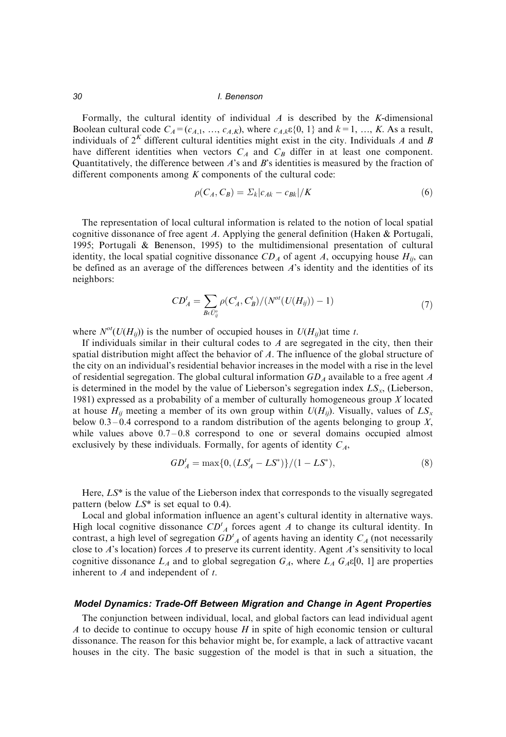Formally, the cultural identity of individual $A$ is described by the $K$-dimensional Boolean cultural code $C_A = (c_{A,1}, \ldots, c_{A,K})$, where $c_{A,k} \varepsilon \{0, 1\}$ and $k = 1, \ldots, K$. As a result, individuals of $2^K$ different cultural identities might exist in the city. Individuals $A$ and $B$ have different identities when vectors $C_A$ and $C_B$ differ in at least one component. Quantitatively, the difference between $A$'s and $B$'s identities is measured by the fraction of different components among $K$ components of the cultural code:

$$\rho(C_A, C_B) = \Sigma_k |c_{Ak} - c_{Bk}|/K \tag{6}$$

The representation of local cultural information is related to the notion of local spatial cognitive dissonance of free agent $A$. Applying the general definition (Haken & Portugali, 1995; Portugali & Benenson, 1995) to the multidimensional presentation of cultural identity, the local spatial cognitive dissonance $CD_A$ of agent $A$, occupying house $H_{ij}$, can be defined as an average of the differences between $A$'s identity and the identities of its neighbors:

$$CD_A^t = \sum_{B \epsilon U_{ij}^o} \rho(C_A^t, C_B^t)/(N^{ot}(U(H_{ij})) - 1) \tag{7}$$

where $N^{ot}(U(H_{ij}))$ is the number of occupied houses in $U(H_{ij})$at time $t$.

If individuals similar in their cultural codes to $A$ are segregated in the city, then their spatial distribution might affect the behavior of $A$. The influence of the global structure of the city on an individual's residential behavior increases in the model with a rise in the level of residential segregation. The global cultural information $GD_A$ available to a free agent $A$ is determined in the model by the value of Lieberson's segregation index $LS_x$, (Lieberson, 1981) expressed as a probability of a member of culturally homogeneous group $X$ located at house $H_{ij}$ meeting a member of its own group within $U(H_{ij})$. Visually, values of $LS_x$ below 0.3 – 0.4 correspond to a random distribution of the agents belonging to group $X$, while values above 0.7 – 0.8 correspond to one or several domains occupied almost exclusively by these individuals. Formally, for agents of identity $C_A$,

$$GD_A^t = \max\{0, (LS_A^t - LS^*)\}/(1 - LS^*), \tag{8}$$

Here, $LS^*$ is the value of the Lieberson index that corresponds to the visually segregated pattern (below $LS^*$ is set equal to 0.4).

Local and global information influence an agent's cultural identity in alternative ways. High local cognitive dissonance $CD^t{}_A$ forces agent $A$ to change its cultural identity. In contrast, a high level of segregation $GD^t{}_A$ of agents having an identity $C_A$ (not necessarily close to $A$'s location) forces $A$ to preserve its current identity. Agent $A$'s sensitivity to local cognitive dissonance $L_A$ and to global segregation $G_A$, where $L_A$ $G_A \varepsilon[0, 1]$ are properties inherent to $A$ and independent of $t$.

### *Model Dynamics: Trade-Off Between Migration and Change in Agent Properties*

The conjunction between individual, local, and global factors can lead individual agent $A$ to decide to continue to occupy house $H$ in spite of high economic tension or cultural dissonance. The reason for this behavior might be, for example, a lack of attractive vacant houses in the city. The basic suggestion of the model is that in such a situation, the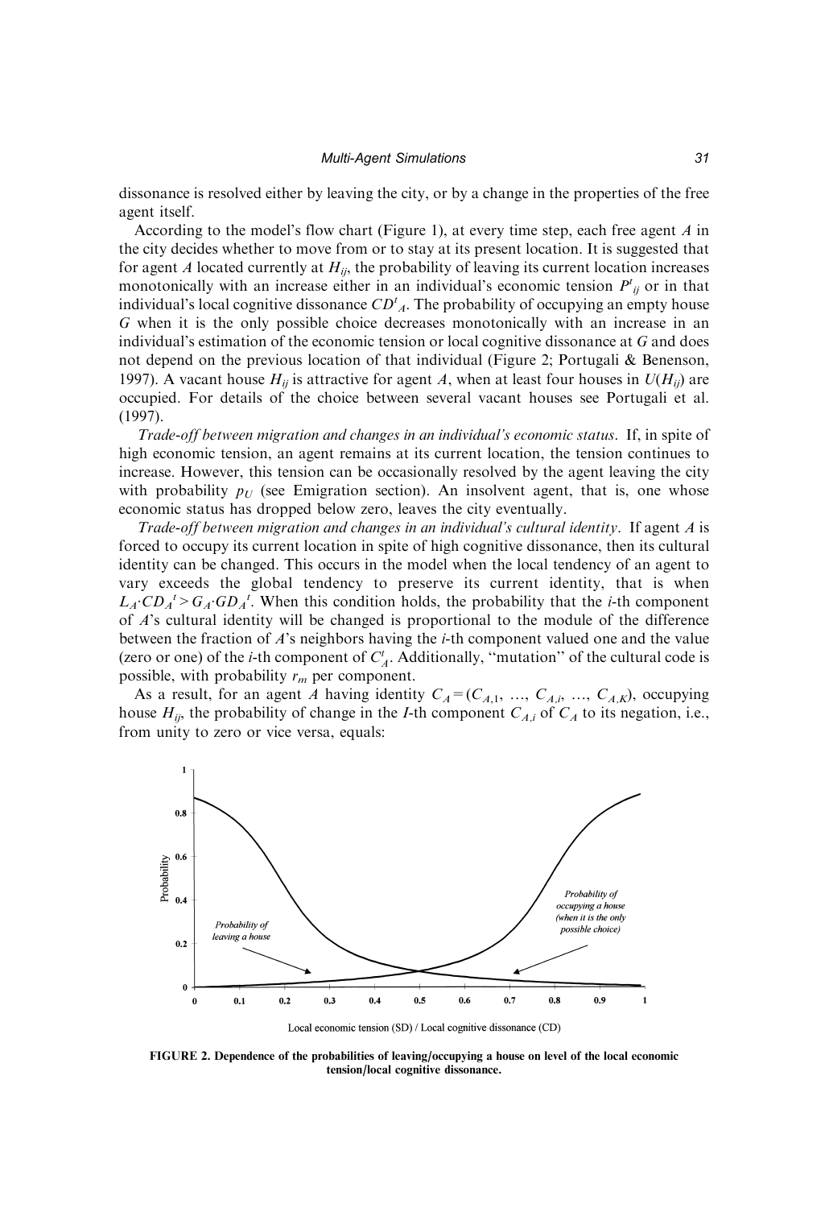dissonance is resolved either by leaving the city, or by a change in the properties of the free agent itself.

According to the model's flow chart (Figure 1), at every time step, each free agent $A$ in the city decides whether to move from or to stay at its present location. It is suggested that for agent $A$ located currently at $H_{ij}$, the probability of leaving its current location increases monotonically with an increase either in an individual's economic tension $P^t_{ij}$ or in that individual's local cognitive dissonance $CD^t{}_A$. The probability of occupying an empty house $G$ when it is the only possible choice decreases monotonically with an increase in an individual's estimation of the economic tension or local cognitive dissonance at $G$ and does not depend on the previous location of that individual (Figure 2; Portugali & Benenson, 1997). A vacant house $H_{ij}$ is attractive for agent $A$, when at least four houses in $U(H_{ij})$ are occupied. For details of the choice between several vacant houses see Portugali et al. (1997).

*Trade-off between migration and changes in an individual's economic status*. If, in spite of high economic tension, an agent remains at its current location, the tension continues to increase. However, this tension can be occasionally resolved by the agent leaving the city with probability $p_U$ (see Emigration section). An insolvent agent, that is, one whose economic status has dropped below zero, leaves the city eventually.

*Trade-off between migration and changes in an individual's cultural identity*. If agent $A$ is forced to occupy its current location in spite of high cognitive dissonance, then its cultural identity can be changed. This occurs in the model when the local tendency of an agent to vary exceeds the global tendency to preserve its current identity, that is when $L_A \cdot CD_A{}^t > G_A \cdot GD_A{}^t$. When this condition holds, the probability that the $i$-th component of $A$'s cultural identity will be changed is proportional to the module of the difference between the fraction of $A$'s neighbors having the $i$-th component valued one and the value (zero or one) of the $i$-th component of $C^t_A$. Additionally, "mutation" of the cultural code is possible, with probability $r_m$ per component.

As a result, for an agent $A$ having identity $C_A = (C_{A,1}, \ldots, C_{A,i}, \ldots, C_{A,K})$, occupying house $H_{ij}$, the probability of change in the $I$-th component $C_{A,i}$ of $C_A$ to its negation, i.e., from unity to zero or vice versa, equals:

FIGURE 2. Dependence of the probabilities of leaving/occupying a house on level of the local economic tension/local cognitive dissonance.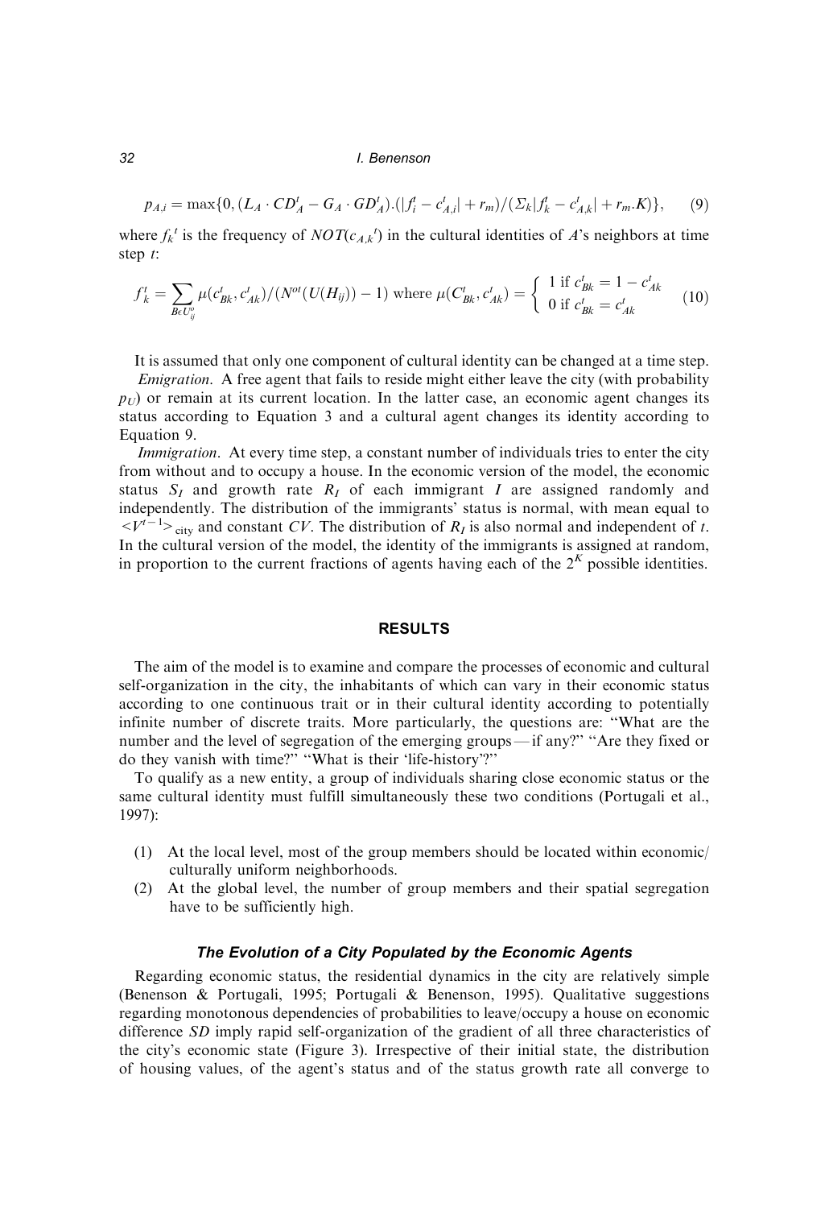$$p_{A,i} = \max\{0, (L_A \cdot CD_A^t - G_A \cdot GD_A^t).(|f_i^t - c_{A,i}^t| + r_m)/(\Sigma_k |f_k^t - c_{A,k}^t| + r_m.K)\}, \qquad (9)$$

where $f_k{}^t$ is the frequency of $NOT(c_{A,k}{}^t)$ in the cultural identities of $A$'s neighbors at time step $t$:

$$f_k^t = \sum_{B \in U_{ij}^o} \mu(c_{Bk}^t, c_{Ak}^t)/(N^{ot}(U(H_{ij})) - 1) \text{ where } \mu(C_{Bk}^t, c_{Ak}^t) = \begin{cases} 1 \text{ if } c_{Bk}^t = 1 - c_{Ak}^t \\ 0 \text{ if } c_{Bk}^t = c_{Ak}^t \end{cases} \qquad (10)$$

It is assumed that only one component of cultural identity can be changed at a time step.

*Emigration.* A free agent that fails to reside might either leave the city (with probability $p_U$) or remain at its current location. In the latter case, an economic agent changes its status according to Equation 3 and a cultural agent changes its identity according to Equation 9.

*Immigration.* At every time step, a constant number of individuals tries to enter the city from without and to occupy a house. In the economic version of the model, the economic status $S_I$ and growth rate $R_I$ of each immigrant $I$ are assigned randomly and independently. The distribution of the immigrants' status is normal, with mean equal to $\langle V^{t-1} \rangle_{\text{city}}$ and constant $CV$. The distribution of $R_I$ is also normal and independent of $t$. In the cultural version of the model, the identity of the immigrants is assigned at random, in proportion to the current fractions of agents having each of the $2^K$ possible identities.

## RESULTS

The aim of the model is to examine and compare the processes of economic and cultural self-organization in the city, the inhabitants of which can vary in their economic status according to one continuous trait or in their cultural identity according to potentially infinite number of discrete traits. More particularly, the questions are: "What are the number and the level of segregation of the emerging groups — if any?" "Are they fixed or do they vanish with time?" "What is their 'life-history'?"

To qualify as a new entity, a group of individuals sharing close economic status or the same cultural identity must fulfill simultaneously these two conditions (Portugali et al., 1997):

(1) At the local level, most of the group members should be located within economic/culturally uniform neighborhoods.
(2) At the global level, the number of group members and their spatial segregation have to be sufficiently high.

### *The Evolution of a City Populated by the Economic Agents*

Regarding economic status, the residential dynamics in the city are relatively simple (Benenson & Portugali, 1995; Portugali & Benenson, 1995). Qualitative suggestions regarding monotonous dependencies of probabilities to leave/occupy a house on economic difference $SD$ imply rapid self-organization of the gradient of all three characteristics of the city's economic state (Figure 3). Irrespective of their initial state, the distribution of housing values, of the agent's status and of the status growth rate all converge to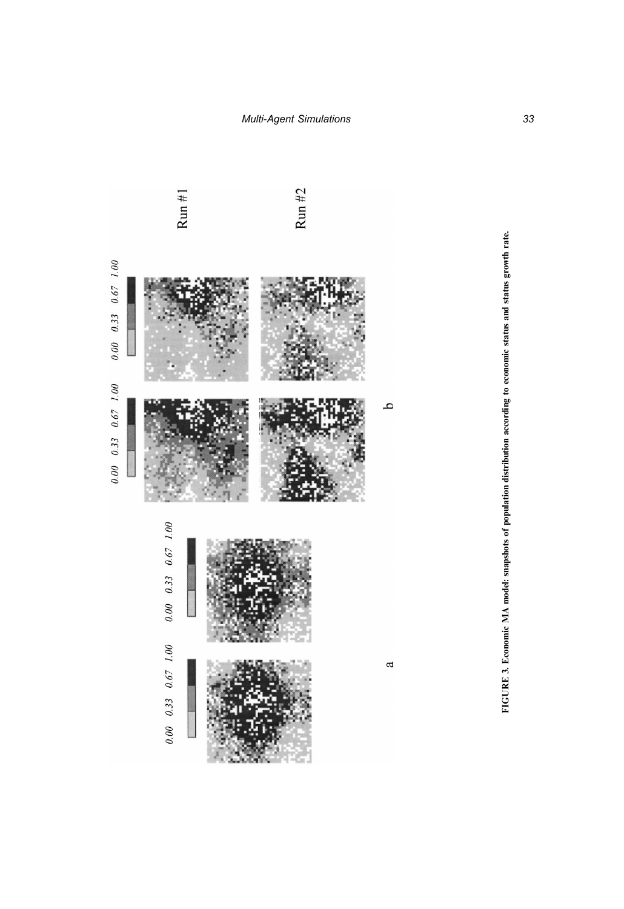FIGURE 3. Economic MA model: snapshots of population distribution according to economic status and status growth rate.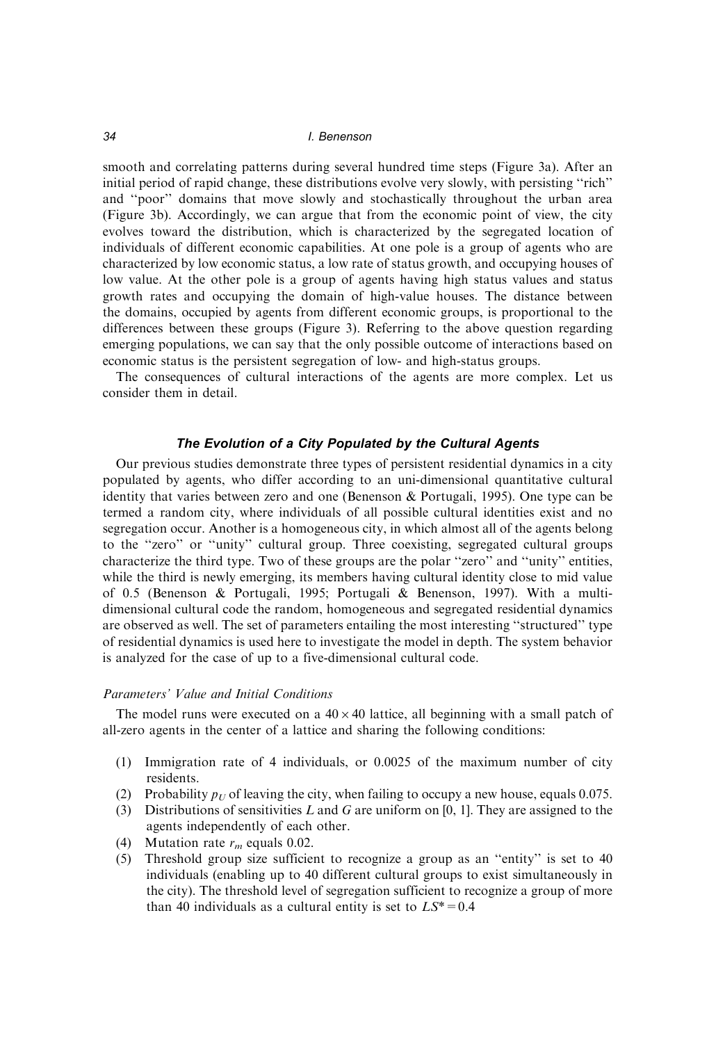smooth and correlating patterns during several hundred time steps (Figure 3a). After an initial period of rapid change, these distributions evolve very slowly, with persisting ''rich'' and ''poor'' domains that move slowly and stochastically throughout the urban area (Figure 3b). Accordingly, we can argue that from the economic point of view, the city evolves toward the distribution, which is characterized by the segregated location of individuals of different economic capabilities. At one pole is a group of agents who are characterized by low economic status, a low rate of status growth, and occupying houses of low value. At the other pole is a group of agents having high status values and status growth rates and occupying the domain of high-value houses. The distance between the domains, occupied by agents from different economic groups, is proportional to the differences between these groups (Figure 3). Referring to the above question regarding emerging populations, we can say that the only possible outcome of interactions based on economic status is the persistent segregation of low- and high-status groups.

The consequences of cultural interactions of the agents are more complex. Let us consider them in detail.

## *The Evolution of a City Populated by the Cultural Agents*

Our previous studies demonstrate three types of persistent residential dynamics in a city populated by agents, who differ according to an uni-dimensional quantitative cultural identity that varies between zero and one (Benenson & Portugali, 1995). One type can be termed a random city, where individuals of all possible cultural identities exist and no segregation occur. Another is a homogeneous city, in which almost all of the agents belong to the ''zero'' or ''unity'' cultural group. Three coexisting, segregated cultural groups characterize the third type. Two of these groups are the polar ''zero'' and ''unity'' entities, while the third is newly emerging, its members having cultural identity close to mid value of 0.5 (Benenson & Portugali, 1995; Portugali & Benenson, 1997). With a multi-dimensional cultural code the random, homogeneous and segregated residential dynamics are observed as well. The set of parameters entailing the most interesting ''structured'' type of residential dynamics is used here to investigate the model in depth. The system behavior is analyzed for the case of up to a five-dimensional cultural code.

### *Parameters' Value and Initial Conditions*

The model runs were executed on a $40 \times 40$ lattice, all beginning with a small patch of all-zero agents in the center of a lattice and sharing the following conditions:

1. Immigration rate of 4 individuals, or 0.0025 of the maximum number of city residents.
2. Probability $p_U$ of leaving the city, when failing to occupy a new house, equals 0.075.
3. Distributions of sensitivities $L$ and $G$ are uniform on [0, 1]. They are assigned to the agents independently of each other.
4. Mutation rate $r_m$ equals 0.02.
5. Threshold group size sufficient to recognize a group as an ''entity'' is set to 40 individuals (enabling up to 40 different cultural groups to exist simultaneously in the city). The threshold level of segregation sufficient to recognize a group of more than 40 individuals as a cultural entity is set to $LS^* = 0.4$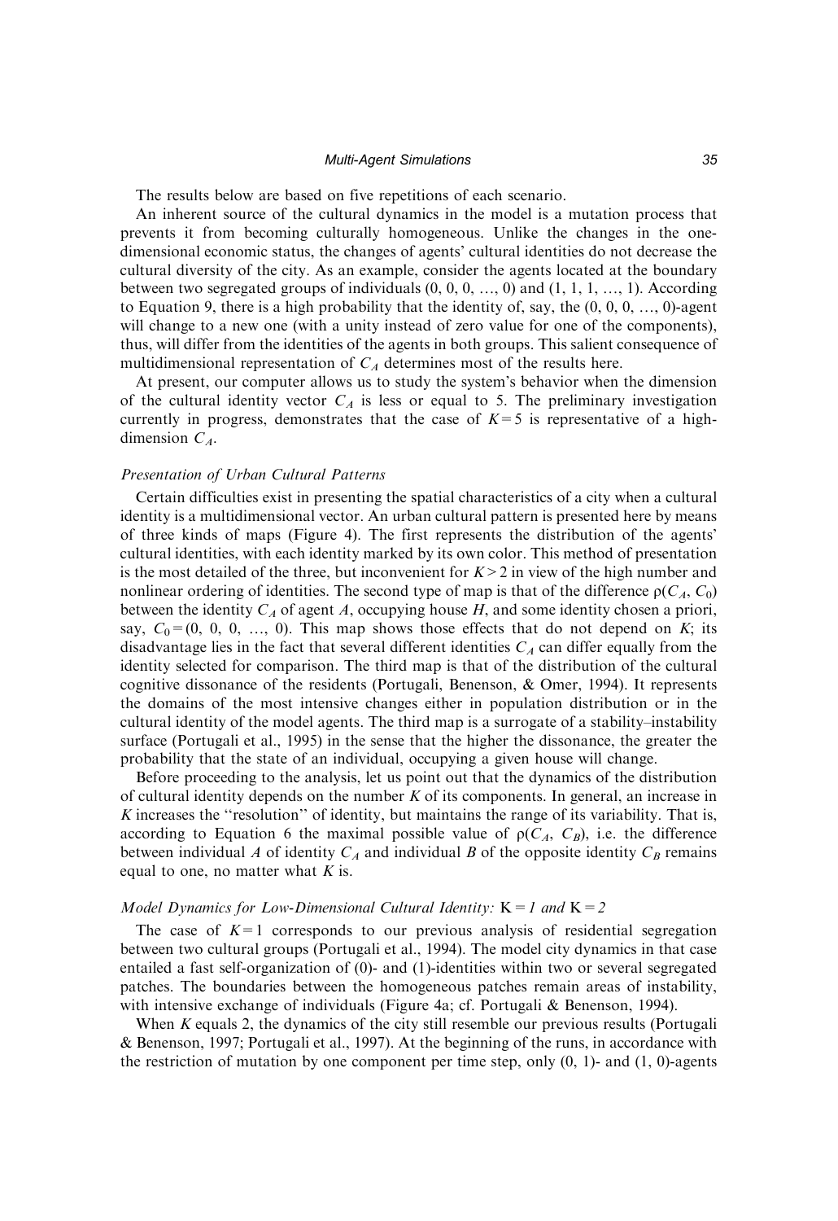The results below are based on five repetitions of each scenario.

An inherent source of the cultural dynamics in the model is a mutation process that prevents it from becoming culturally homogeneous. Unlike the changes in the one-dimensional economic status, the changes of agents' cultural identities do not decrease the cultural diversity of the city. As an example, consider the agents located at the boundary between two segregated groups of individuals $(0, 0, 0, \ldots, 0)$ and $(1, 1, 1, \ldots, 1)$. According to Equation 9, there is a high probability that the identity of, say, the $(0, 0, 0, \ldots, 0)$-agent will change to a new one (with a unity instead of zero value for one of the components), thus, will differ from the identities of the agents in both groups. This salient consequence of multidimensional representation of $C_A$ determines most of the results here.

At present, our computer allows us to study the system's behavior when the dimension of the cultural identity vector $C_A$ is less or equal to 5. The preliminary investigation currently in progress, demonstrates that the case of $K=5$ is representative of a high-dimension $C_A$.

### *Presentation of Urban Cultural Patterns*

Certain difficulties exist in presenting the spatial characteristics of a city when a cultural identity is a multidimensional vector. An urban cultural pattern is presented here by means of three kinds of maps (Figure 4). The first represents the distribution of the agents' cultural identities, with each identity marked by its own color. This method of presentation is the most detailed of the three, but inconvenient for $K>2$ in view of the high number and nonlinear ordering of identities. The second type of map is that of the difference $\rho(C_A, C_0)$ between the identity $C_A$ of agent $A$, occupying house $H$, and some identity chosen a priori, say, $C_0=(0, 0, 0, \ldots, 0)$. This map shows those effects that do not depend on $K$; its disadvantage lies in the fact that several different identities $C_A$ can differ equally from the identity selected for comparison. The third map is that of the distribution of the cultural cognitive dissonance of the residents (Portugali, Benenson, & Omer, 1994). It represents the domains of the most intensive changes either in population distribution or in the cultural identity of the model agents. The third map is a surrogate of a stability–instability surface (Portugali et al., 1995) in the sense that the higher the dissonance, the greater the probability that the state of an individual, occupying a given house will change.

Before proceeding to the analysis, let us point out that the dynamics of the distribution of cultural identity depends on the number $K$ of its components. In general, an increase in $K$ increases the "resolution" of identity, but maintains the range of its variability. That is, according to Equation 6 the maximal possible value of $\rho(C_A, C_B)$, i.e. the difference between individual $A$ of identity $C_A$ and individual $B$ of the opposite identity $C_B$ remains equal to one, no matter what $K$ is.

### *Model Dynamics for Low-Dimensional Cultural Identity:* $K=1$ *and* $K=2$

The case of $K=1$ corresponds to our previous analysis of residential segregation between two cultural groups (Portugali et al., 1994). The model city dynamics in that case entailed a fast self-organization of (0)- and (1)-identities within two or several segregated patches. The boundaries between the homogeneous patches remain areas of instability, with intensive exchange of individuals (Figure 4a; cf. Portugali & Benenson, 1994).

When $K$ equals 2, the dynamics of the city still resemble our previous results (Portugali & Benenson, 1997; Portugali et al., 1997). At the beginning of the runs, in accordance with the restriction of mutation by one component per time step, only (0, 1)- and (1, 0)-agents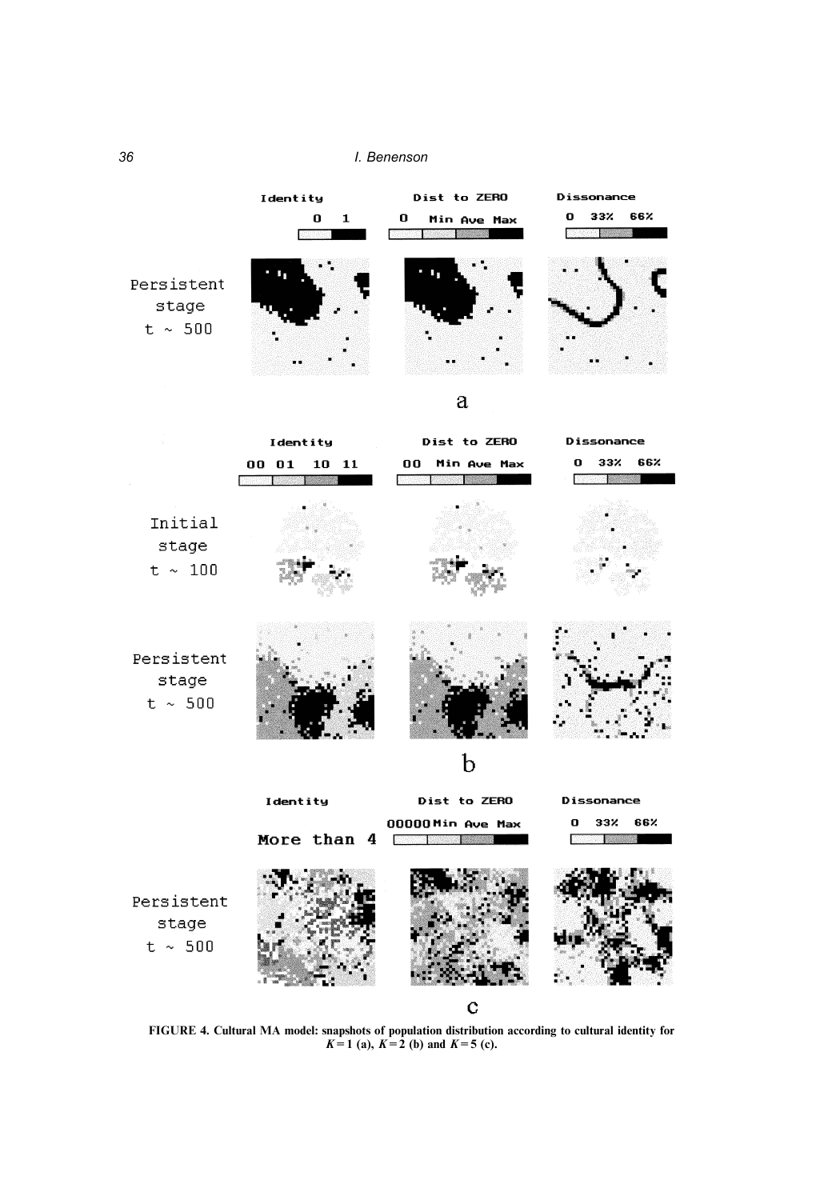FIGURE 4. Cultural MA model: snapshots of population distribution according to cultural identity for $K = 1$ (a), $K = 2$ (b) and $K = 5$ (c).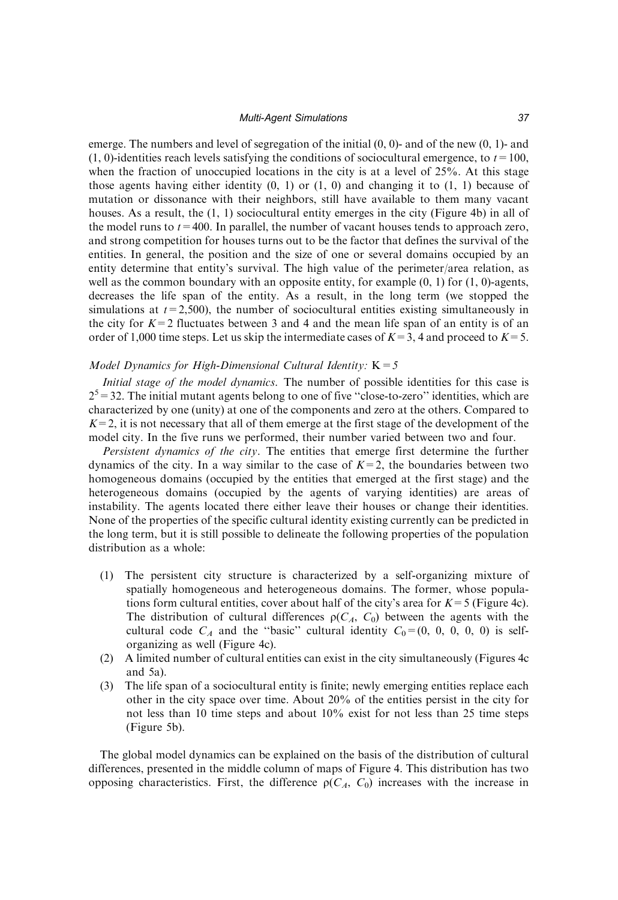emerge. The numbers and level of segregation of the initial (0, 0)- and of the new (0, 1)- and (1, 0)-identities reach levels satisfying the conditions of sociocultural emergence, to $t = 100$, when the fraction of unoccupied locations in the city is at a level of 25%. At this stage those agents having either identity (0, 1) or (1, 0) and changing it to (1, 1) because of mutation or dissonance with their neighbors, still have available to them many vacant houses. As a result, the (1, 1) sociocultural entity emerges in the city (Figure 4b) in all of the model runs to $t = 400$. In parallel, the number of vacant houses tends to approach zero, and strong competition for houses turns out to be the factor that defines the survival of the entities. In general, the position and the size of one or several domains occupied by an entity determine that entity's survival. The high value of the perimeter/area relation, as well as the common boundary with an opposite entity, for example (0, 1) for (1, 0)-agents, decreases the life span of the entity. As a result, in the long term (we stopped the simulations at $t = 2{,}500$), the number of sociocultural entities existing simultaneously in the city for $K = 2$ fluctuates between 3 and 4 and the mean life span of an entity is of an order of 1,000 time steps. Let us skip the intermediate cases of $K = 3$, 4 and proceed to $K = 5$.

### *Model Dynamics for High-Dimensional Cultural Identity:* $K = 5$

*Initial stage of the model dynamics.* The number of possible identities for this case is $2^5 = 32$. The initial mutant agents belong to one of five "close-to-zero" identities, which are characterized by one (unity) at one of the components and zero at the others. Compared to $K = 2$, it is not necessary that all of them emerge at the first stage of the development of the model city. In the five runs we performed, their number varied between two and four.

*Persistent dynamics of the city.* The entities that emerge first determine the further dynamics of the city. In a way similar to the case of $K = 2$, the boundaries between two homogeneous domains (occupied by the entities that emerged at the first stage) and the heterogeneous domains (occupied by the agents of varying identities) are areas of instability. The agents located there either leave their houses or change their identities. None of the properties of the specific cultural identity existing currently can be predicted in the long term, but it is still possible to delineate the following properties of the population distribution as a whole:

1. The persistent city structure is characterized by a self-organizing mixture of spatially homogeneous and heterogeneous domains. The former, whose populations form cultural entities, cover about half of the city's area for $K = 5$ (Figure 4c). The distribution of cultural differences $\rho(C_A, C_0)$ between the agents with the cultural code $C_A$ and the "basic" cultural identity $C_0 = (0, 0, 0, 0, 0)$ is self-organizing as well (Figure 4c).
2. A limited number of cultural entities can exist in the city simultaneously (Figures 4c and 5a).
3. The life span of a sociocultural entity is finite; newly emerging entities replace each other in the city space over time. About 20% of the entities persist in the city for not less than 10 time steps and about 10% exist for not less than 25 time steps (Figure 5b).

The global model dynamics can be explained on the basis of the distribution of cultural differences, presented in the middle column of maps of Figure 4. This distribution has two opposing characteristics. First, the difference $\rho(C_A, C_0)$ increases with the increase in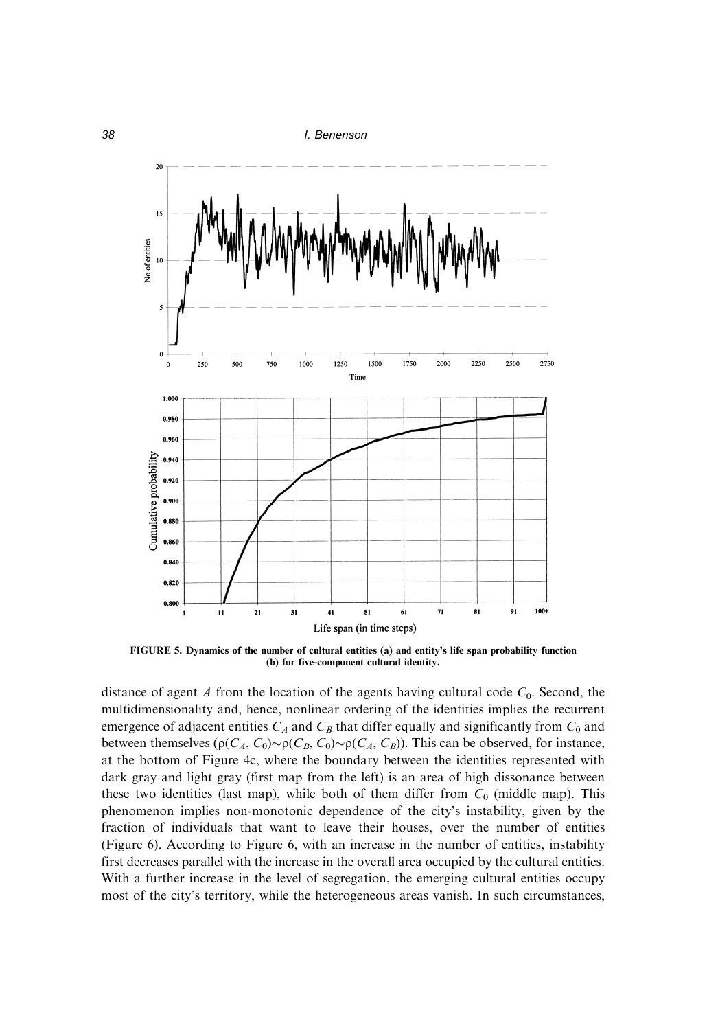FIGURE 5. Dynamics of the number of cultural entities (a) and entity's life span probability function (b) for five-component cultural identity.

distance of agent $A$ from the location of the agents having cultural code $C_0$. Second, the multidimensionality and, hence, nonlinear ordering of the identities implies the recurrent emergence of adjacent entities $C_A$ and $C_B$ that differ equally and significantly from $C_0$ and between themselves ($\rho(C_A, C_0) \sim \rho(C_B, C_0) \sim \rho(C_A, C_B)$). This can be observed, for instance, at the bottom of Figure 4c, where the boundary between the identities represented with dark gray and light gray (first map from the left) is an area of high dissonance between these two identities (last map), while both of them differ from $C_0$ (middle map). This phenomenon implies non-monotonic dependence of the city's instability, given by the fraction of individuals that want to leave their houses, over the number of entities (Figure 6). According to Figure 6, with an increase in the number of entities, instability first decreases parallel with the increase in the overall area occupied by the cultural entities. With a further increase in the level of segregation, the emerging cultural entities occupy most of the city's territory, while the heterogeneous areas vanish. In such circumstances,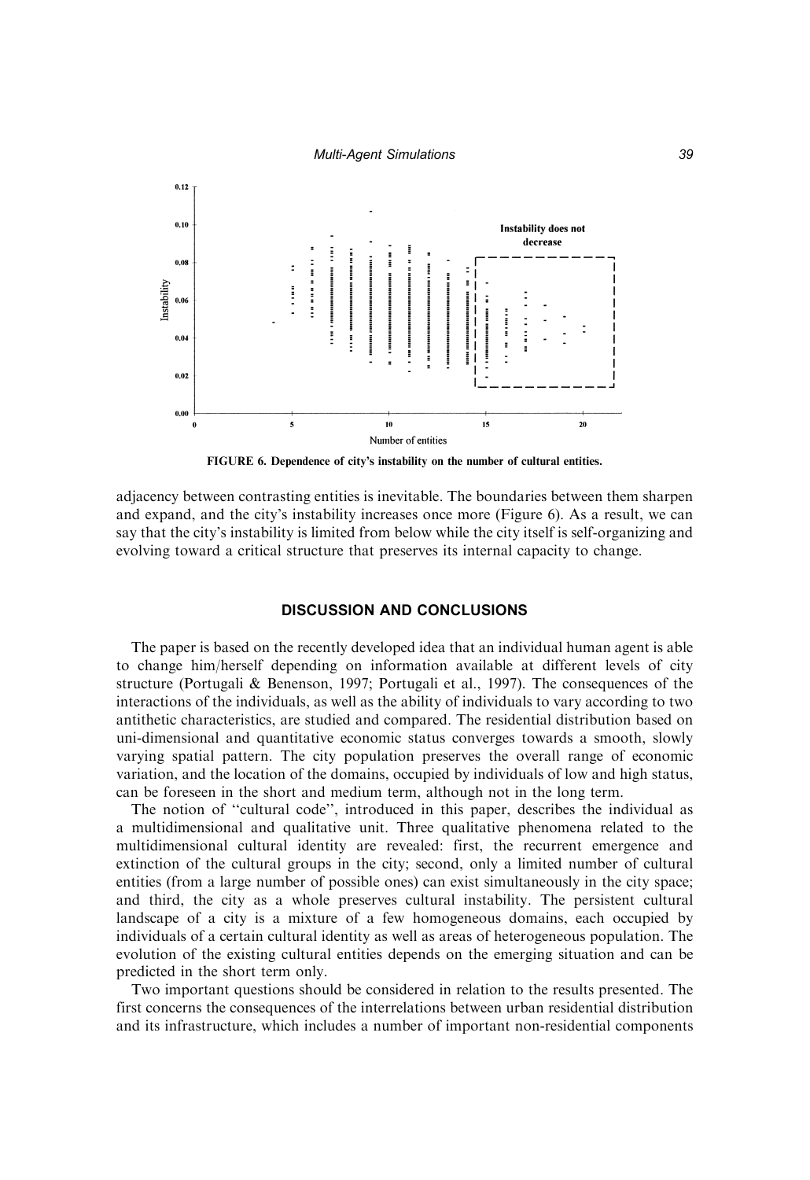0.12

0.10

0.08

0.06

0.04

0.02

0.00

Instability

0 5 10 15 20

Number of entities

Instability does not decrease

FIGURE 6. Dependence of city's instability on the number of cultural entities.

adjacency between contrasting entities is inevitable. The boundaries between them sharpen and expand, and the city's instability increases once more (Figure 6). As a result, we can say that the city's instability is limited from below while the city itself is self-organizing and evolving toward a critical structure that preserves its internal capacity to change.

## DISCUSSION AND CONCLUSIONS

The paper is based on the recently developed idea that an individual human agent is able to change him/herself depending on information available at different levels of city structure (Portugali & Benenson, 1997; Portugali et al., 1997). The consequences of the interactions of the individuals, as well as the ability of individuals to vary according to two antithetic characteristics, are studied and compared. The residential distribution based on uni-dimensional and quantitative economic status converges towards a smooth, slowly varying spatial pattern. The city population preserves the overall range of economic variation, and the location of the domains, occupied by individuals of low and high status, can be foreseen in the short and medium term, although not in the long term.

The notion of "cultural code", introduced in this paper, describes the individual as a multidimensional and qualitative unit. Three qualitative phenomena related to the multidimensional cultural identity are revealed: first, the recurrent emergence and extinction of the cultural groups in the city; second, only a limited number of cultural entities (from a large number of possible ones) can exist simultaneously in the city space; and third, the city as a whole preserves cultural instability. The persistent cultural landscape of a city is a mixture of a few homogeneous domains, each occupied by individuals of a certain cultural identity as well as areas of heterogeneous population. The evolution of the existing cultural entities depends on the emerging situation and can be predicted in the short term only.

Two important questions should be considered in relation to the results presented. The first concerns the consequences of the interrelations between urban residential distribution and its infrastructure, which includes a number of important non-residential components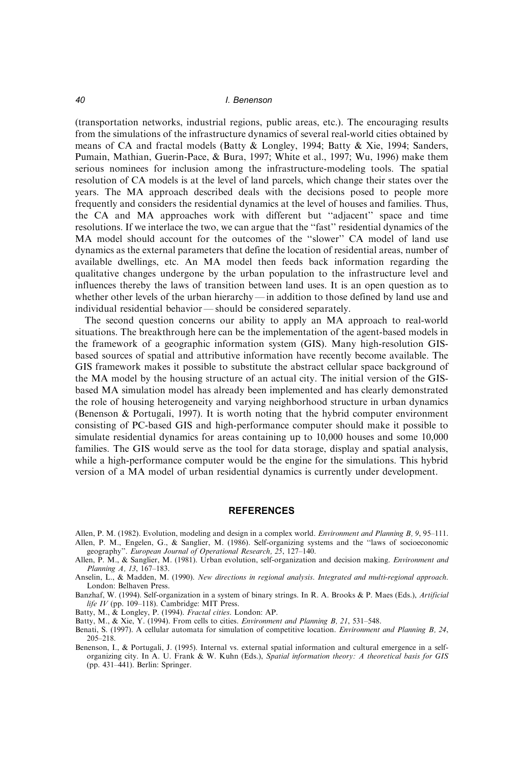(transportation networks, industrial regions, public areas, etc.). The encouraging results from the simulations of the infrastructure dynamics of several real-world cities obtained by means of CA and fractal models (Batty & Longley, 1994; Batty & Xie, 1994; Sanders, Pumain, Mathian, Guerin-Pace, & Bura, 1997; White et al., 1997; Wu, 1996) make them serious nominees for inclusion among the infrastructure-modeling tools. The spatial resolution of CA models is at the level of land parcels, which change their states over the years. The MA approach described deals with the decisions posed to people more frequently and considers the residential dynamics at the level of houses and families. Thus, the CA and MA approaches work with different but "adjacent" space and time resolutions. If we interlace the two, we can argue that the "fast" residential dynamics of the MA model should account for the outcomes of the "slower" CA model of land use dynamics as the external parameters that define the location of residential areas, number of available dwellings, etc. An MA model then feeds back information regarding the qualitative changes undergone by the urban population to the infrastructure level and influences thereby the laws of transition between land uses. It is an open question as to whether other levels of the urban hierarchy — in addition to those defined by land use and individual residential behavior — should be considered separately.

The second question concerns our ability to apply an MA approach to real-world situations. The breakthrough here can be the implementation of the agent-based models in the framework of a geographic information system (GIS). Many high-resolution GIS-based sources of spatial and attributive information have recently become available. The GIS framework makes it possible to substitute the abstract cellular space background of the MA model by the housing structure of an actual city. The initial version of the GIS-based MA simulation model has already been implemented and has clearly demonstrated the role of housing heterogeneity and varying neighborhood structure in urban dynamics (Benenson & Portugali, 1997). It is worth noting that the hybrid computer environment consisting of PC-based GIS and high-performance computer should make it possible to simulate residential dynamics for areas containing up to 10,000 houses and some 10,000 families. The GIS would serve as the tool for data storage, display and spatial analysis, while a high-performance computer would be the engine for the simulations. This hybrid version of a MA model of urban residential dynamics is currently under development.

## REFERENCES

Allen, P. M. (1982). Evolution, modeling and design in a complex world. *Environment and Planning B, 9*, 95–111.

Allen, P. M., Engelen, G., & Sanglier, M. (1986). Self-organizing systems and the "laws of socioeconomic geography". *European Journal of Operational Research, 25*, 127–140.

Allen, P. M., & Sanglier, M. (1981). Urban evolution, self-organization and decision making. *Environment and Planning A, 13*, 167–183.

Anselin, L., & Madden, M. (1990). *New directions in regional analysis. Integrated and multi-regional approach*. London: Belhaven Press.

Banzhaf, W. (1994). Self-organization in a system of binary strings. In R. A. Brooks & P. Maes (Eds.), *Artificial life IV* (pp. 109–118). Cambridge: MIT Press.

Batty, M., & Longley, P. (1994). *Fractal cities*. London: AP.

Batty, M., & Xie, Y. (1994). From cells to cities. *Environment and Planning B, 21*, 531–548.

Benati, S. (1997). A cellular automata for simulation of competitive location. *Environment and Planning B, 24*, 205–218.

Benenson, I., & Portugali, J. (1995). Internal vs. external spatial information and cultural emergence in a self-organizing city. In A. U. Frank & W. Kuhn (Eds.), *Spatial information theory: A theoretical basis for GIS* (pp. 431–441). Berlin: Springer.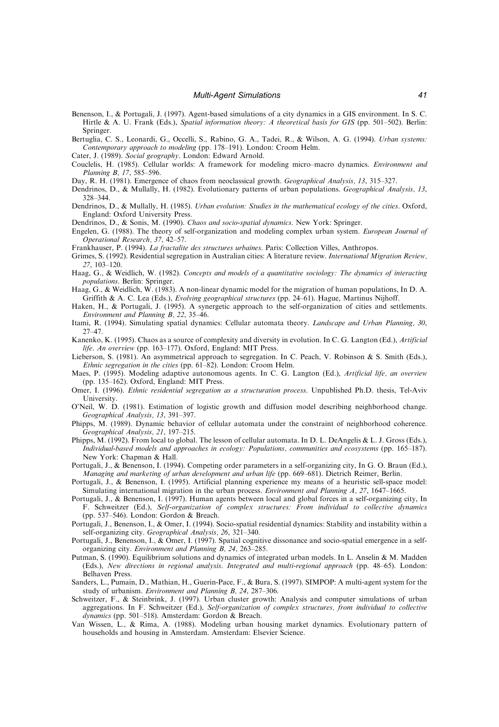Benenson, I., & Portugali, J. (1997). Agent-based simulations of a city dynamics in a GIS environment. In S. C. Hirtle & A. U. Frank (Eds.), *Spatial information theory: A theoretical basis for GIS* (pp. 501–502). Berlin: Springer.

Bertuglia, C. S., Leonardi, G., Occelli, S., Rabino, G. A., Tadei, R., & Wilson, A. G. (1994). *Urban systems: Contemporary approach to modeling* (pp. 178–191). London: Croom Helm.

Cater, J. (1989). *Social geography*. London: Edward Arnold.

Couclelis, H. (1985). Cellular worlds: A framework for modeling micro–macro dynamics. *Environment and Planning B, 17*, 585–596.

Day, R. H. (1981). Emergence of chaos from neoclassical growth. *Geographical Analysis, 13*, 315–327.

Dendrinos, D., & Mullally, H. (1982). Evolutionary patterns of urban populations. *Geographical Analysis, 13*, 328–344.

Dendrinos, D., & Mullally, H. (1985). *Urban evolution: Studies in the mathematical ecology of the cities*. Oxford, England: Oxford University Press.

Dendrinos, D., & Sonis, M. (1990). *Chaos and socio-spatial dynamics*. New York: Springer.

Engelen, G. (1988). The theory of self-organization and modeling complex urban system. *European Journal of Operational Research, 37*, 42–57.

Frankhauser, P. (1994). *La fractalite des structures urbaines*. Paris: Collection Villes, Anthropos.

Grimes, S. (1992). Residential segregation in Australian cities: A literature review. *International Migration Review, 27*, 103–120.

Haag, G., & Weidlich, W. (1982). *Concepts and models of a quantitative sociology: The dynamics of interacting populations*. Berlin: Springer.

Haag, G., & Weidlich, W. (1983). A non-linear dynamic model for the migration of human populations, In D. A. Griffith & A. C. Lea (Eds.), *Evolving geographical structures* (pp. 24–61). Hague, Martinus Nijhoff.

Haken, H., & Portugali, J. (1995). A synergetic approach to the self-organization of cities and settlements. *Environment and Planning B, 22*, 35–46.

Itami, R. (1994). Simulating spatial dynamics: Cellular automata theory. *Landscape and Urban Planning, 30*, 27–47.

Kanenko, K. (1995). Chaos as a source of complexity and diversity in evolution. In C. G. Langton (Ed.), *Artificial life. An overview* (pp. 163–177). Oxford, England: MIT Press.

Lieberson, S. (1981). An asymmetrical approach to segregation. In C. Peach, V. Robinson & S. Smith (Eds.), *Ethnic segregation in the cities* (pp. 61–82). London: Croom Helm.

Maes, P. (1995). Modeling adaptive autonomous agents. In C. G. Langton (Ed.), *Artificial life, an overview* (pp. 135–162). Oxford, England: MIT Press.

Omer, I. (1996). *Ethnic residential segregation as a structuration process*. Unpublished Ph.D. thesis, Tel-Aviv University.

O'Neil, W. D. (1981). Estimation of logistic growth and diffusion model describing neighborhood change. *Geographical Analysis, 13*, 391–397.

Phipps, M. (1989). Dynamic behavior of cellular automata under the constraint of neighborhood coherence. *Geographical Analysis, 21*, 197–215.

Phipps, M. (1992). From local to global. The lesson of cellular automata. In D. L. DeAngelis & L. J. Gross (Eds.), *Individual-based models and approaches in ecology: Populations, communities and ecosystems* (pp. 165–187). New York: Chapman & Hall.

Portugali, J., & Benenson, I. (1994). Competing order parameters in a self-organizing city, In G. O. Braun (Ed.), *Managing and marketing of urban development and urban life* (pp. 669–681). Dietrich Reimer, Berlin.

Portugali, J., & Benenson, I. (1995). Artificial planning experience my means of a heuristic sell-space model: Simulating international migration in the urban process. *Environment and Planning A, 27*, 1647–1665.

Portugali, J., & Benenson, I. (1997). Human agents between local and global forces in a self-organizing city, In F. Schweitzer (Ed.), *Self-organization of complex structures: From individual to collective dynamics* (pp. 537–546). London: Gordon & Breach.

Portugali, J., Benenson, I., & Omer, I. (1994). Socio-spatial residential dynamics: Stability and instability within a self-organizing city. *Geographical Analysis, 26*, 321–340.

Portugali, J., Benenson, I., & Omer, I. (1997). Spatial cognitive dissonance and socio-spatial emergence in a self-organizing city. *Environment and Planning B, 24*, 263–285.

Putman, S. (1990). Equilibrium solutions and dynamics of integrated urban models. In L. Anselin & M. Madden (Eds.), *New directions in regional analysis. Integrated and multi-regional approach* (pp. 48–65). London: Belhaven Press.

Sanders, L., Pumain, D., Mathian, H., Guerin-Pace, F., & Bura, S. (1997). SIMPOP: A multi-agent system for the study of urbanism. *Environment and Planning B, 24*, 287–306.

Schweitzer, F., & Steinbrink, J. (1997). Urban cluster growth: Analysis and computer simulations of urban aggregations. In F. Schweitzer (Ed.), *Self-organization of complex structures, from individual to collective dynamics* (pp. 501–518). Amsterdam: Gordon & Breach.

Van Wissen, L., & Rima, A. (1988). Modeling urban housing market dynamics. Evolutionary pattern of households and housing in Amsterdam. Amsterdam: Elsevier Science.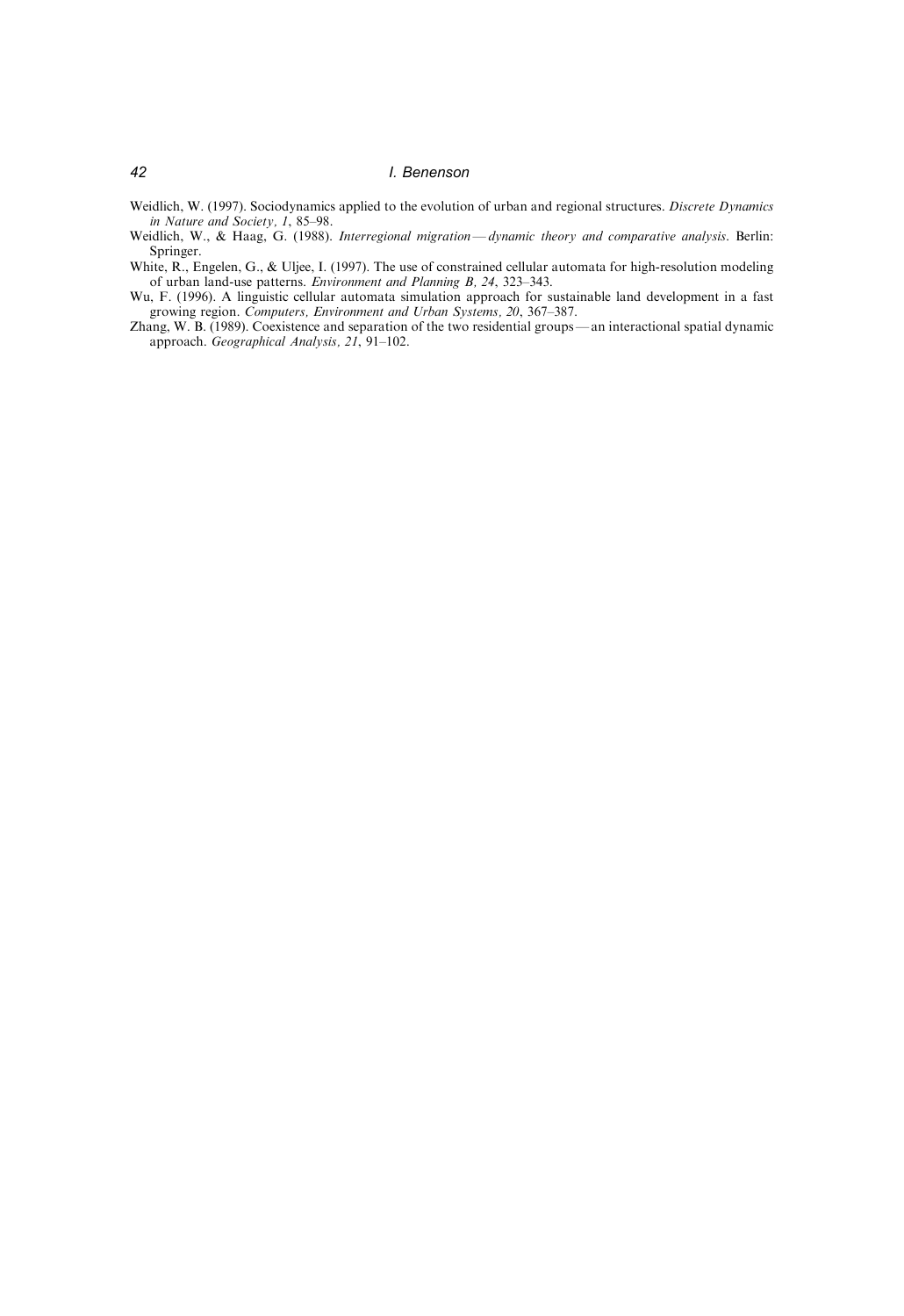Weidlich, W. (1997). Sociodynamics applied to the evolution of urban and regional structures. *Discrete Dynamics in Nature and Society, 1*, 85–98.

Weidlich, W., & Haag, G. (1988). *Interregional migration — dynamic theory and comparative analysis*. Berlin: Springer.

White, R., Engelen, G., & Uljee, I. (1997). The use of constrained cellular automata for high-resolution modeling of urban land-use patterns. *Environment and Planning B, 24*, 323–343.

Wu, F. (1996). A linguistic cellular automata simulation approach for sustainable land development in a fast growing region. *Computers, Environment and Urban Systems, 20*, 367–387.

Zhang, W. B. (1989). Coexistence and separation of the two residential groups — an interactional spatial dynamic approach. *Geographical Analysis, 21*, 91–102.